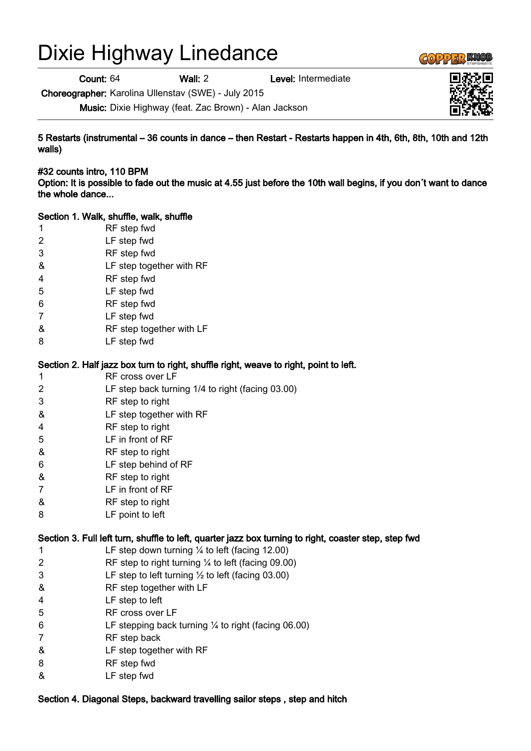# Dixie Highway Linedance

**Count:** 64 **Wall:** 2 **Level:** Intermediate

**Choreographer:** Karolina Ullenstav (SWE) - July 2015

**Music:** Dixie Highway (feat. Zac Brown) - Alan Jackson

**5 Restarts (instrumental – 36 counts in dance – then Restart - Restarts happen in 4th, 6th, 8th, 10th and 12th walls)**

**#32 counts intro, 110 BPM**
**Option: It is possible to fade out the music at 4.55 just before the 10th wall begins, if you don´t want to dance the whole dance...**

**Section 1. Walk, shuffle, walk, shuffle**

| | |
|---|---|
| 1 | RF step fwd |
| 2 | LF step fwd |
| 3 | RF step fwd |
| & | LF step together with RF |
| 4 | RF step fwd |
| 5 | LF step fwd |
| 6 | RF step fwd |
| 7 | LF step fwd |
| & | RF step together with LF |
| 8 | LF step fwd |

**Section 2. Half jazz box turn to right, shuffle right, weave to right, point to left.**

| | |
|---|---|
| 1 | RF cross over LF |
| 2 | LF step back turning 1/4 to right (facing 03.00) |
| 3 | RF step to right |
| & | LF step together with RF |
| 4 | RF step to right |
| 5 | LF in front of RF |
| & | RF step to right |
| 6 | LF step behind of RF |
| & | RF step to right |
| 7 | LF in front of RF |
| & | RF step to right |
| 8 | LF point to left |

**Section 3. Full left turn, shuffle to left, quarter jazz box turning to right, coaster step, step fwd**

| | |
|---|---|
| 1 | LF step down turning ¼ to left (facing 12.00) |
| 2 | RF step to right turning ¼ to left (facing 09.00) |
| 3 | LF step to left turning ½ to left (facing 03.00) |
| & | RF step together with LF |
| 4 | LF step to left |
| 5 | RF cross over LF |
| 6 | LF stepping back turning ¼ to right (facing 06.00) |
| 7 | RF step back |
| & | LF step together with RF |
| 8 | RF step fwd |
| & | LF step fwd |

**Section 4. Diagonal Steps, backward travelling sailor steps , step and hitch**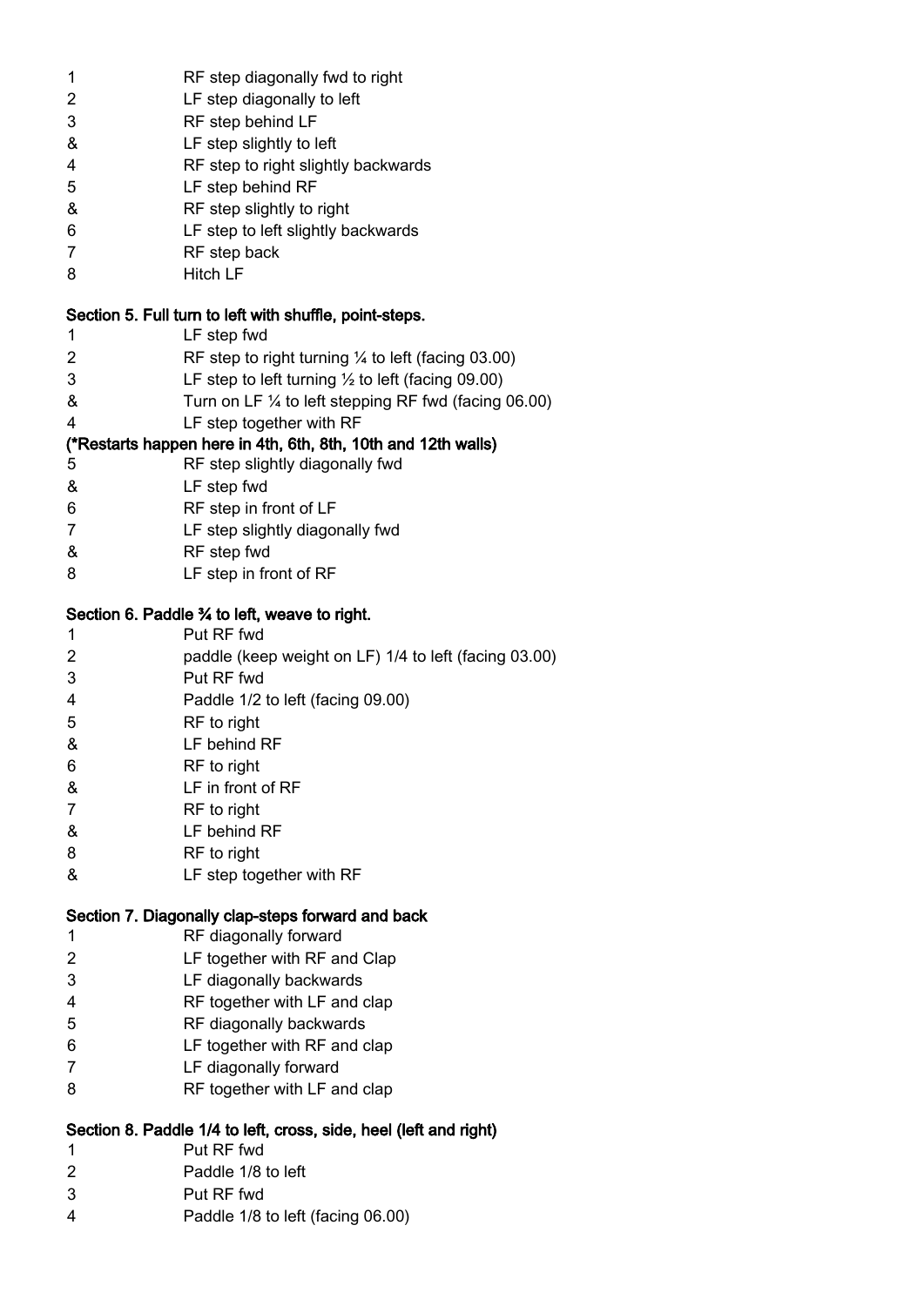| | |
|---|---|
| 1 | RF step diagonally fwd to right |
| 2 | LF step diagonally to left |
| 3 | RF step behind LF |
| & | LF step slightly to left |
| 4 | RF step to right slightly backwards |
| 5 | LF step behind RF |
| & | RF step slightly to right |
| 6 | LF step to left slightly backwards |
| 7 | RF step back |
| 8 | Hitch LF |

**Section 5. Full turn to left with shuffle, point-steps.**

| | |
|---|---|
| 1 | LF step fwd |
| 2 | RF step to right turning ¼ to left (facing 03.00) |
| 3 | LF step to left turning ½ to left (facing 09.00) |
| & | Turn on LF ¼ to left stepping RF fwd (facing 06.00) |
| 4 | LF step together with RF |

**(*Restarts happen here in 4th, 6th, 8th, 10th and 12th walls)**

| | |
|---|---|
| 5 | RF step slightly diagonally fwd |
| & | LF step fwd |
| 6 | RF step in front of LF |
| 7 | LF step slightly diagonally fwd |
| & | RF step fwd |
| 8 | LF step in front of RF |

**Section 6. Paddle ¾ to left, weave to right.**

| | |
|---|---|
| 1 | Put RF fwd |
| 2 | paddle (keep weight on LF) 1/4 to left (facing 03.00) |
| 3 | Put RF fwd |
| 4 | Paddle 1/2 to left (facing 09.00) |
| 5 | RF to right |
| & | LF behind RF |
| 6 | RF to right |
| & | LF in front of RF |
| 7 | RF to right |
| & | LF behind RF |
| 8 | RF to right |
| & | LF step together with RF |

**Section 7. Diagonally clap-steps forward and back**

| | |
|---|---|
| 1 | RF diagonally forward |
| 2 | LF together with RF and Clap |
| 3 | LF diagonally backwards |
| 4 | RF together with LF and clap |
| 5 | RF diagonally backwards |
| 6 | LF together with RF and clap |
| 7 | LF diagonally forward |
| 8 | RF together with LF and clap |

**Section 8. Paddle 1/4 to left, cross, side, heel (left and right)**

| | |
|---|---|
| 1 | Put RF fwd |
| 2 | Paddle 1/8 to left |
| 3 | Put RF fwd |
| 4 | Paddle 1/8 to left (facing 06.00) |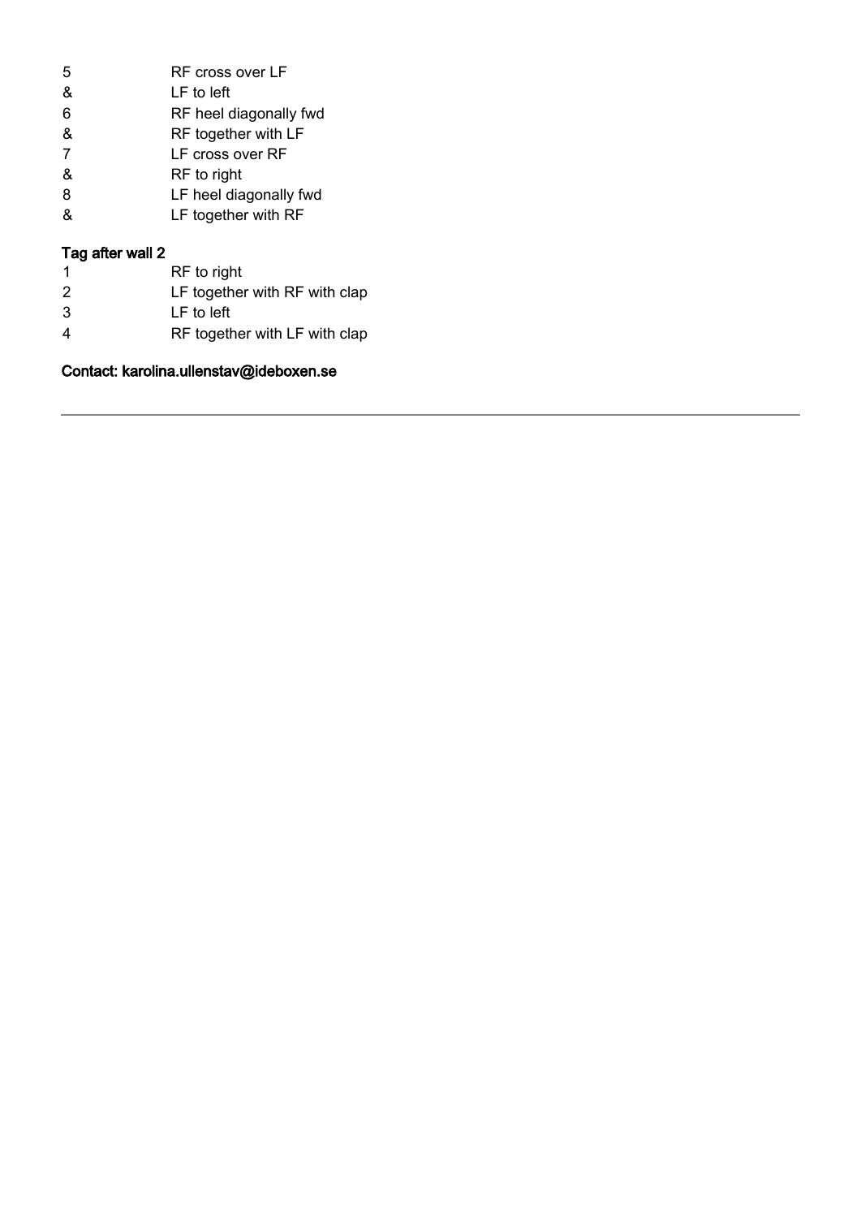| | |
|---|---|
| 5 | RF cross over LF |
| & | LF to left |
| 6 | RF heel diagonally fwd |
| & | RF together with LF |
| 7 | LF cross over RF |
| & | RF to right |
| 8 | LF heel diagonally fwd |
| & | LF together with RF |

**Tag after wall 2**

| | |
|---|---|
| 1 | RF to right |
| 2 | LF together with RF with clap |
| 3 | LF to left |
| 4 | RF together with LF with clap |

**Contact: karolina.ullenstav@ideboxen.se**

---